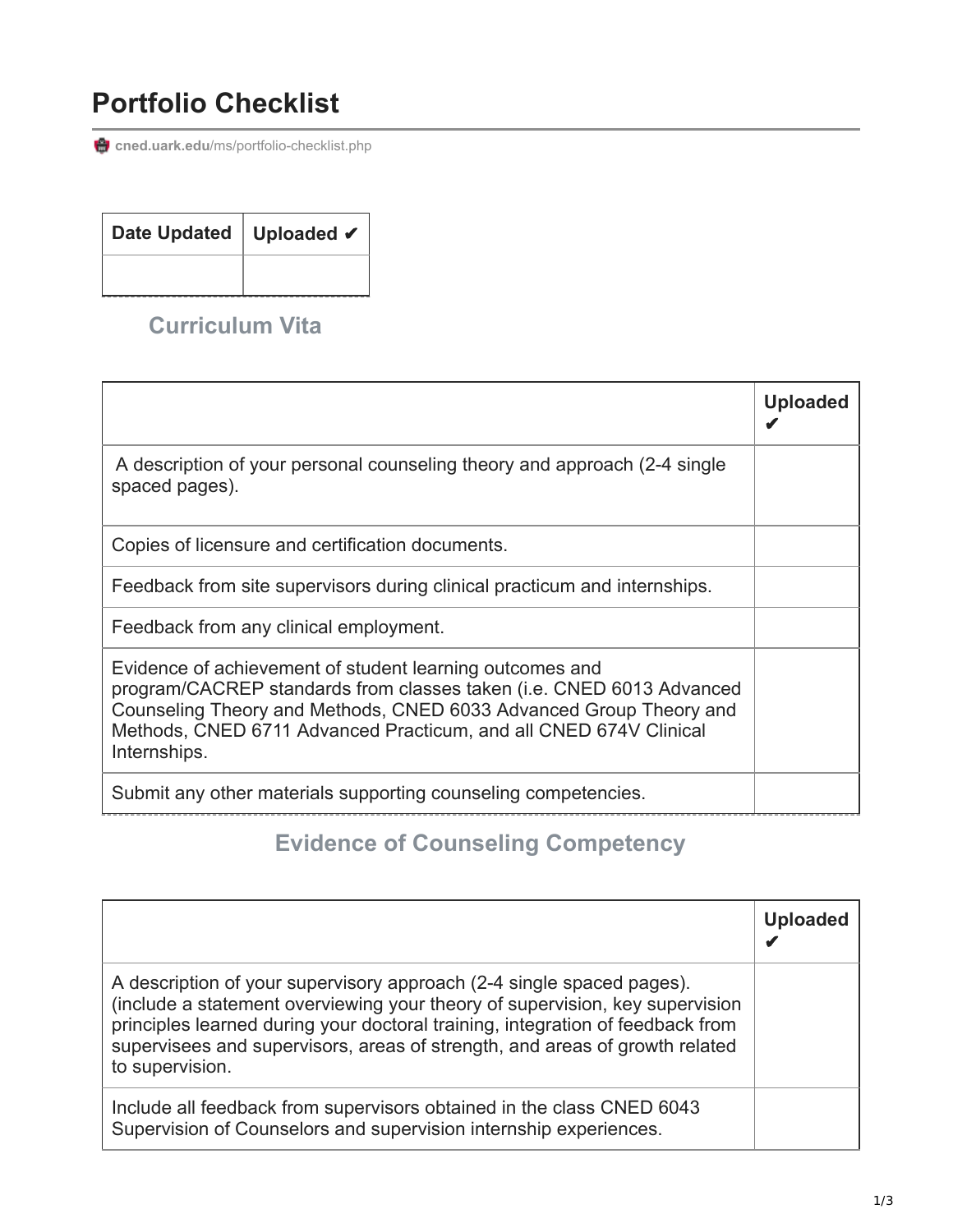# Portfolio Checklist

cned.uark.edu/ms/portfolio-checklist.php

| Date Updated | Uploaded ✔ |
| --- | --- |
| | |

## Curriculum Vita

| | Uploaded ✔ |
| --- | --- |
| A description of your personal counseling theory and approach (2-4 single spaced pages). | |
| Copies of licensure and certification documents. | |
| Feedback from site supervisors during clinical practicum and internships. | |
| Feedback from any clinical employment. | |
| Evidence of achievement of student learning outcomes and program/CACREP standards from classes taken (i.e. CNED 6013 Advanced Counseling Theory and Methods, CNED 6033 Advanced Group Theory and Methods, CNED 6711 Advanced Practicum, and all CNED 674V Clinical Internships. | |
| Submit any other materials supporting counseling competencies. | |

## Evidence of Counseling Competency

| | Uploaded ✔ |
| --- | --- |
| A description of your supervisory approach (2-4 single spaced pages). (include a statement overviewing your theory of supervision, key supervision principles learned during your doctoral training, integration of feedback from supervisees and supervisors, areas of strength, and areas of growth related to supervision. | |
| Include all feedback from supervisors obtained in the class CNED 6043 Supervision of Counselors and supervision internship experiences. | |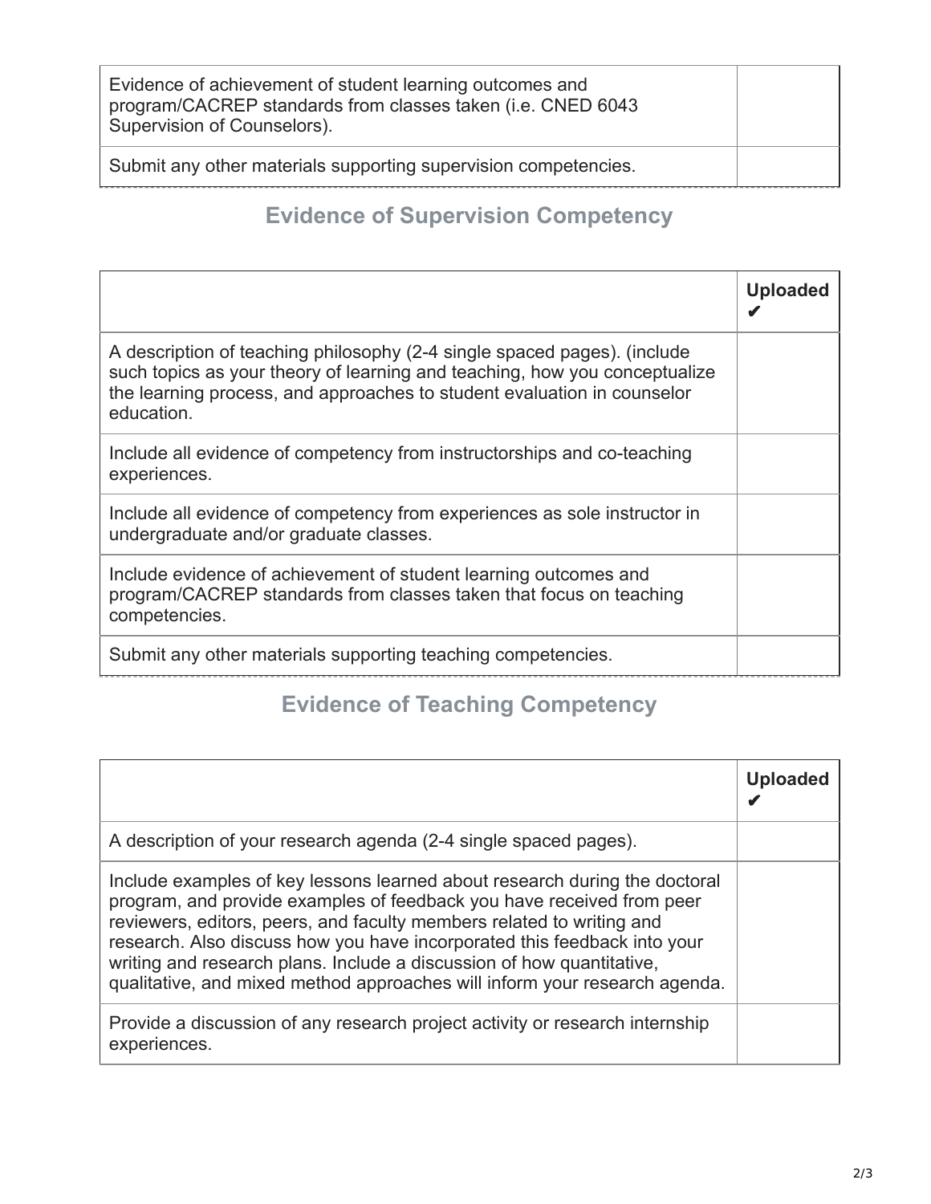| | |
|---|---|
| Evidence of achievement of student learning outcomes and program/CACREP standards from classes taken (i.e. CNED 6043 Supervision of Counselors). | |
| Submit any other materials supporting supervision competencies. | |

## Evidence of Supervision Competency

| | **Uploaded ✔** |
|---|---|
| A description of teaching philosophy (2-4 single spaced pages). (include such topics as your theory of learning and teaching, how you conceptualize the learning process, and approaches to student evaluation in counselor education. | |
| Include all evidence of competency from instructorships and co-teaching experiences. | |
| Include all evidence of competency from experiences as sole instructor in undergraduate and/or graduate classes. | |
| Include evidence of achievement of student learning outcomes and program/CACREP standards from classes taken that focus on teaching competencies. | |
| Submit any other materials supporting teaching competencies. | |

## Evidence of Teaching Competency

| | **Uploaded ✔** |
|---|---|
| A description of your research agenda (2-4 single spaced pages). | |
| Include examples of key lessons learned about research during the doctoral program, and provide examples of feedback you have received from peer reviewers, editors, peers, and faculty members related to writing and research. Also discuss how you have incorporated this feedback into your writing and research plans. Include a discussion of how quantitative, qualitative, and mixed method approaches will inform your research agenda. | |
| Provide a discussion of any research project activity or research internship experiences. | |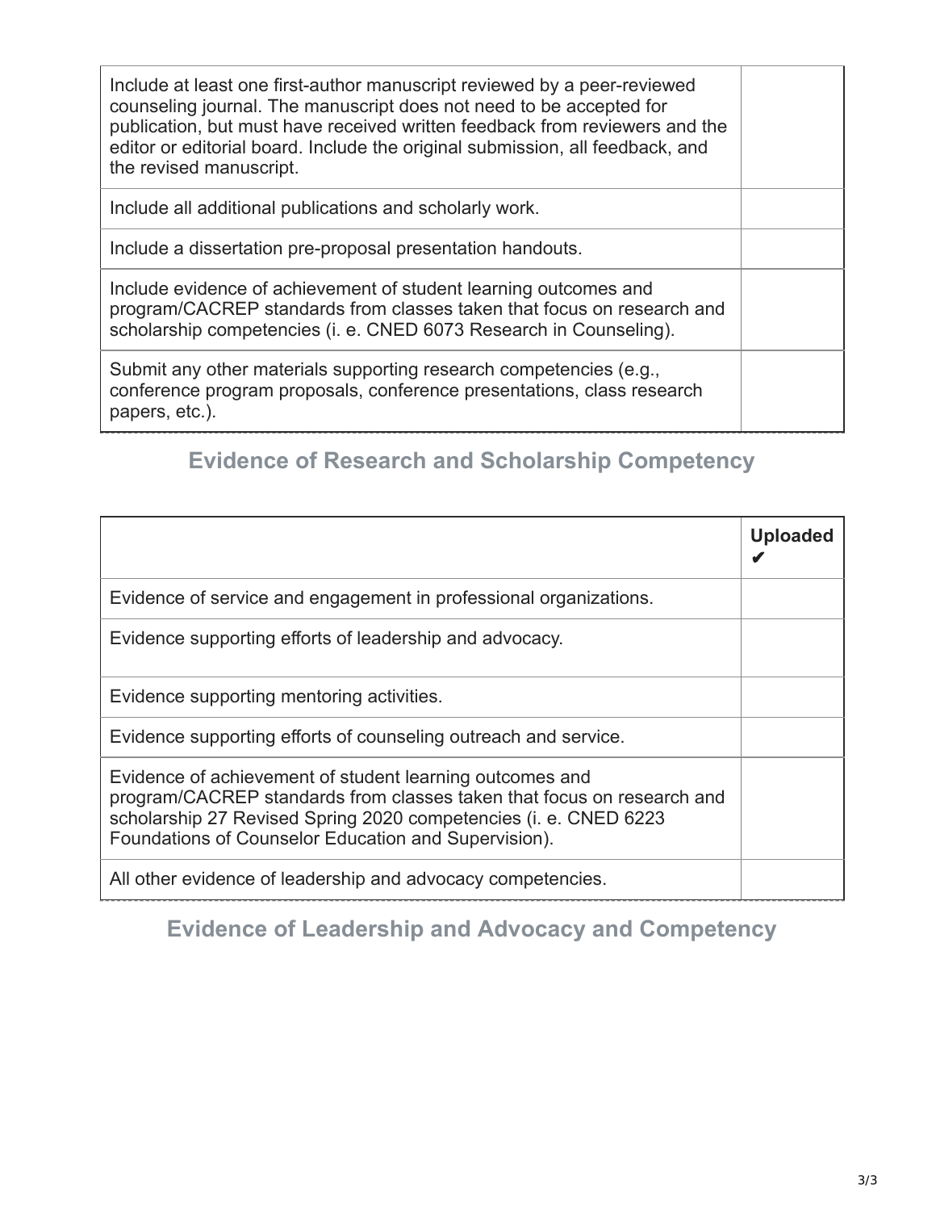| | |
|---|---|
| Include at least one first-author manuscript reviewed by a peer-reviewed counseling journal. The manuscript does not need to be accepted for publication, but must have received written feedback from reviewers and the editor or editorial board. Include the original submission, all feedback, and the revised manuscript. | |
| Include all additional publications and scholarly work. | |
| Include a dissertation pre-proposal presentation handouts. | |
| Include evidence of achievement of student learning outcomes and program/CACREP standards from classes taken that focus on research and scholarship competencies (i. e. CNED 6073 Research in Counseling). | |
| Submit any other materials supporting research competencies (e.g., conference program proposals, conference presentations, class research papers, etc.). | |

## Evidence of Research and Scholarship Competency

| | Uploaded ✔ |
|---|---|
| Evidence of service and engagement in professional organizations. | |
| Evidence supporting efforts of leadership and advocacy. | |
| Evidence supporting mentoring activities. | |
| Evidence supporting efforts of counseling outreach and service. | |
| Evidence of achievement of student learning outcomes and program/CACREP standards from classes taken that focus on research and scholarship 27 Revised Spring 2020 competencies (i. e. CNED 6223 Foundations of Counselor Education and Supervision). | |
| All other evidence of leadership and advocacy competencies. | |

## Evidence of Leadership and Advocacy and Competency